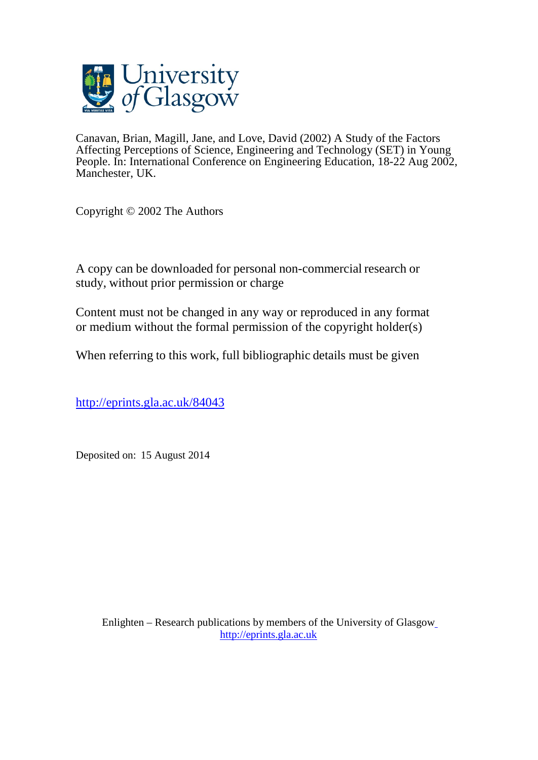Canavan, Brian, Magill, Jane, and Love, David (2002) A Study of the Factors Affecting Perceptions of Science, Engineering and Technology (SET) in Young People. In: International Conference on Engineering Education, 18-22 Aug 2002, Manchester, UK.

Copyright © 2002 The Authors

A copy can be downloaded for personal non-commercial research or study, without prior permission or charge

Content must not be changed in any way or reproduced in any format or medium without the formal permission of the copyright holder(s)

When referring to this work, full bibliographic details must be given

http://eprints.gla.ac.uk/84043

Deposited on: 15 August 2014

Enlighten – Research publications by members of the University of Glasgow
http://eprints.gla.ac.uk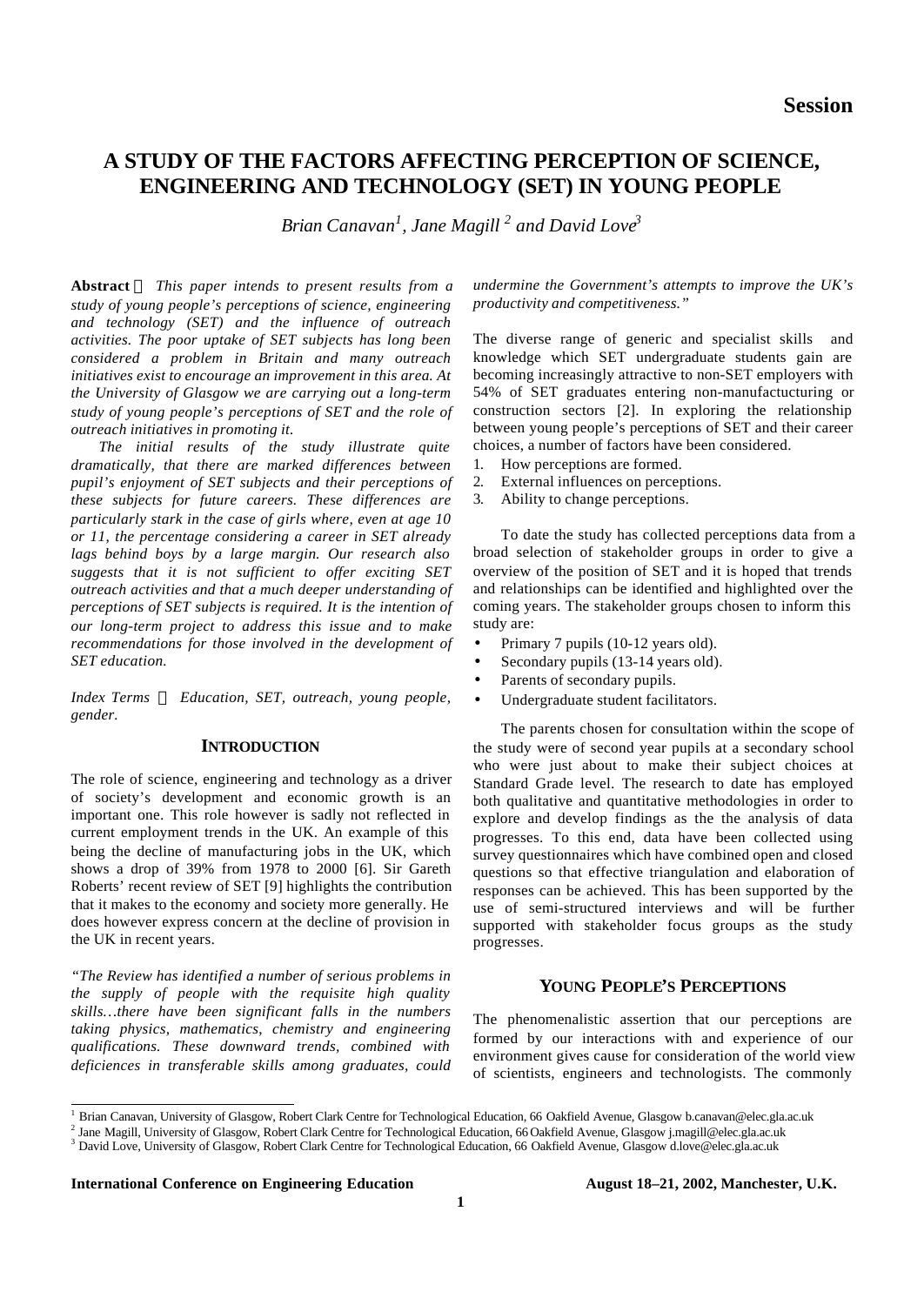# A STUDY OF THE FACTORS AFFECTING PERCEPTION OF SCIENCE, ENGINEERING AND TECHNOLOGY (SET) IN YOUNG PEOPLE

*Brian Canavan[1], Jane Magill [2] and David Love[3]*

**Abstract** — *This paper intends to present results from a study of young people's perceptions of science, engineering and technology (SET) and the influence of outreach activities. The poor uptake of SET subjects has long been considered a problem in Britain and many outreach initiatives exist to encourage an improvement in this area. At the University of Glasgow we are carrying out a long-term study of young people's perceptions of SET and the role of outreach initiatives in promoting it.*

*The initial results of the study illustrate quite dramatically, that there are marked differences between pupil's enjoyment of SET subjects and their perceptions of these subjects for future careers. These differences are particularly stark in the case of girls where, even at age 10 or 11, the percentage considering a career in SET already lags behind boys by a large margin. Our research also suggests that it is not sufficient to offer exciting SET outreach activities and that a much deeper understanding of perceptions of SET subjects is required. It is the intention of our long-term project to address this issue and to make recommendations for those involved in the development of SET education.*

*Index Terms* — *Education, SET, outreach, young people, gender.*

## INTRODUCTION

The role of science, engineering and technology as a driver of society's development and economic growth is an important one. This role however is sadly not reflected in current employment trends in the UK. An example of this being the decline of manufacturing jobs in the UK, which shows a drop of 39% from 1978 to 2000 [6]. Sir Gareth Roberts' recent review of SET [9] highlights the contribution that it makes to the economy and society more generally. He does however express concern at the decline of provision in the UK in recent years.

*"The Review has identified a number of serious problems in the supply of people with the requisite high quality skills…there have been significant falls in the numbers taking physics, mathematics, chemistry and engineering qualifications. These downward trends, combined with deficiences in transferable skills among graduates, could undermine the Government's attempts to improve the UK's productivity and competitiveness."*

The diverse range of generic and specialist skills and knowledge which SET undergraduate students gain are becoming increasingly attractive to non-SET employers with 54% of SET graduates entering non-manufacutcturing or construction sectors [2]. In exploring the relationship between young people's perceptions of SET and their career choices, a number of factors have been considered.

1. How perceptions are formed.
2. External influences on perceptions.
3. Ability to change perceptions.

To date the study has collected perceptions data from a broad selection of stakeholder groups in order to give a overview of the position of SET and it is hoped that trends and relationships can be identified and highlighted over the coming years. The stakeholder groups chosen to inform this study are:

- Primary 7 pupils (10-12 years old).
- Secondary pupils (13-14 years old).
- Parents of secondary pupils.
- Undergraduate student facilitators.

The parents chosen for consultation within the scope of the study were of second year pupils at a secondary school who were just about to make their subject choices at Standard Grade level. The research to date has employed both qualitative and quantitative methodologies in order to explore and develop findings as the the analysis of data progresses. To this end, data have been collected using survey questionnaires which have combined open and closed questions so that effective triangulation and elaboration of responses can be achieved. This has been supported by the use of semi-structured interviews and will be further supported with stakeholder focus groups as the study progresses.

## YOUNG PEOPLE'S PERCEPTIONS

The phenomenalistic assertion that our perceptions are formed by our interactions with and experience of our environment gives cause for consideration of the world view of scientists, engineers and technologists. The commonly

[1] Brian Canavan, University of Glasgow, Robert Clark Centre for Technological Education, 66 Oakfield Avenue, Glasgow b.canavan@elec.gla.ac.uk
[2] Jane Magill, University of Glasgow, Robert Clark Centre for Technological Education, 66 Oakfield Avenue, Glasgow j.magill@elec.gla.ac.uk
[3] David Love, University of Glasgow, Robert Clark Centre for Technological Education, 66 Oakfield Avenue, Glasgow d.love@elec.gla.ac.uk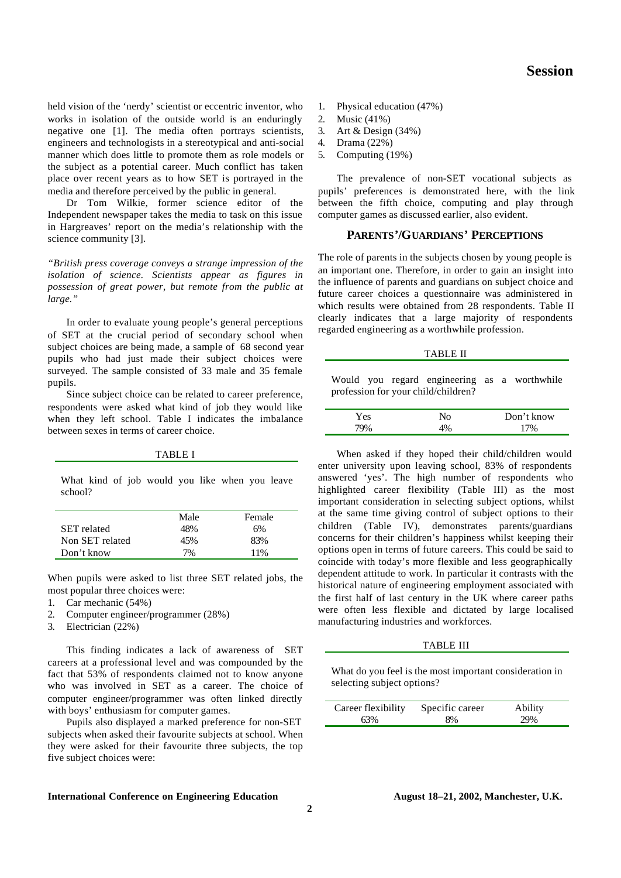held vision of the 'nerdy' scientist or eccentric inventor, who works in isolation of the outside world is an enduringly negative one [1]. The media often portrays scientists, engineers and technologists in a stereotypical and anti-social manner which does little to promote them as role models or the subject as a potential career. Much conflict has taken place over recent years as to how SET is portrayed in the media and therefore perceived by the public in general.

Dr Tom Wilkie, former science editor of the Independent newspaper takes the media to task on this issue in Hargreaves' report on the media's relationship with the science community [3].

*"British press coverage conveys a strange impression of the isolation of science. Scientists appear as figures in possession of great power, but remote from the public at large."*

In order to evaluate young people's general perceptions of SET at the crucial period of secondary school when subject choices are being made, a sample of 68 second year pupils who had just made their subject choices were surveyed. The sample consisted of 33 male and 35 female pupils.

Since subject choice can be related to career preference, respondents were asked what kind of job they would like when they left school. Table I indicates the imbalance between sexes in terms of career choice.

TABLE I

What kind of job would you like when you leave school?

| | Male | Female |
|---|---|---|
| SET related | 48% | 6% |
| Non SET related | 45% | 83% |
| Don't know | 7% | 11% |

When pupils were asked to list three SET related jobs, the most popular three choices were:

1. Car mechanic (54%)
2. Computer engineer/programmer (28%)
3. Electrician (22%)

This finding indicates a lack of awareness of SET careers at a professional level and was compounded by the fact that 53% of respondents claimed not to know anyone who was involved in SET as a career. The choice of computer engineer/programmer was often linked directly with boys' enthusiasm for computer games.

Pupils also displayed a marked preference for non-SET subjects when asked their favourite subjects at school. When they were asked for their favourite three subjects, the top five subject choices were:

1. Physical education (47%)
2. Music (41%)
3. Art & Design (34%)
4. Drama (22%)
5. Computing (19%)

The prevalence of non-SET vocational subjects as pupils' preferences is demonstrated here, with the link between the fifth choice, computing and play through computer games as discussed earlier, also evident.

## PARENTS'/GUARDIANS' PERCEPTIONS

The role of parents in the subjects chosen by young people is an important one. Therefore, in order to gain an insight into the influence of parents and guardians on subject choice and future career choices a questionnaire was administered in which results were obtained from 28 respondents. Table II clearly indicates that a large majority of respondents regarded engineering as a worthwhile profession.

TABLE II

Would you regard engineering as a worthwhile profession for your child/children?

| Yes | No | Don't know |
|---|---|---|
| 79% | 4% | 17% |

When asked if they hoped their child/children would enter university upon leaving school, 83% of respondents answered 'yes'. The high number of respondents who highlighted career flexibility (Table III) as the most important consideration in selecting subject options, whilst at the same time giving control of subject options to their children (Table IV), demonstrates parents/guardians concerns for their children's happiness whilst keeping their options open in terms of future careers. This could be said to coincide with today's more flexible and less geographically dependent attitude to work. In particular it contrasts with the historical nature of engineering employment associated with the first half of last century in the UK where career paths were often less flexible and dictated by large localised manufacturing industries and workforces.

TABLE III

What do you feel is the most important consideration in selecting subject options?

| Career flexibility | Specific career | Ability |
|---|---|---|
| 63% | 8% | 29% |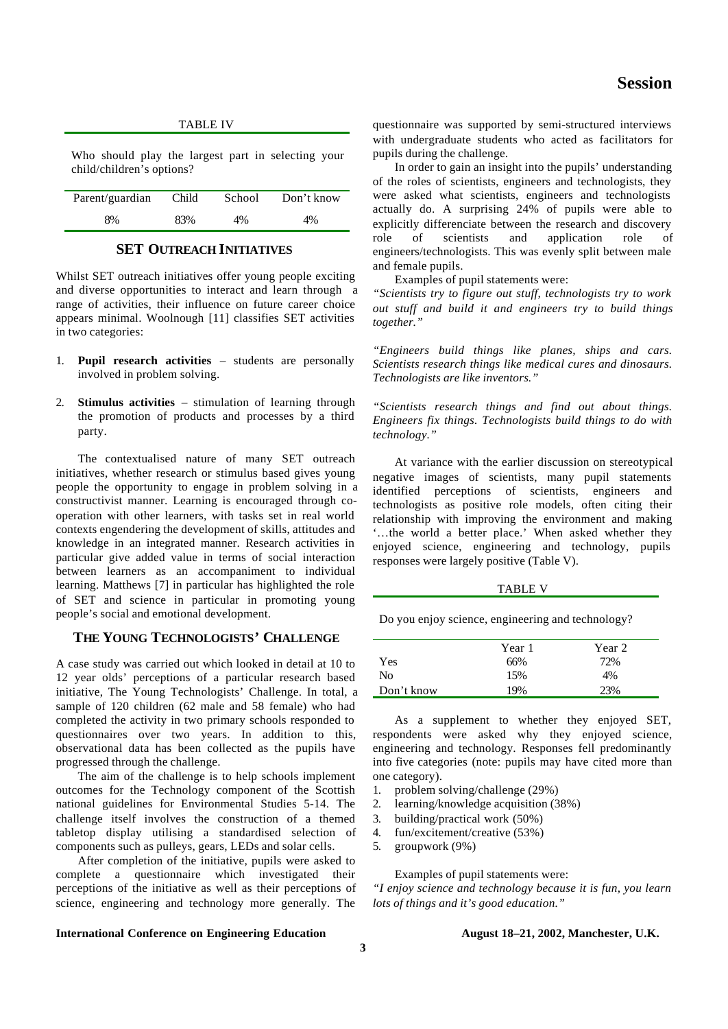TABLE IV

Who should play the largest part in selecting your child/children's options?

| Parent/guardian | Child | School | Don't know |
|---|---|---|---|
| 8% | 83% | 4% | 4% |

## SET OUTREACH INITIATIVES

Whilst SET outreach initiatives offer young people exciting and diverse opportunities to interact and learn through a range of activities, their influence on future career choice appears minimal. Woolnough [11] classifies SET activities in two categories:

1. **Pupil research activities** – students are personally involved in problem solving.
2. **Stimulus activities** – stimulation of learning through the promotion of products and processes by a third party.

The contextualised nature of many SET outreach initiatives, whether research or stimulus based gives young people the opportunity to engage in problem solving in a constructivist manner. Learning is encouraged through co-operation with other learners, with tasks set in real world contexts engendering the development of skills, attitudes and knowledge in an integrated manner. Research activities in particular give added value in terms of social interaction between learners as an accompaniment to individual learning. Matthews [7] in particular has highlighted the role of SET and science in particular in promoting young people's social and emotional development.

## THE YOUNG TECHNOLOGISTS' CHALLENGE

A case study was carried out which looked in detail at 10 to 12 year olds' perceptions of a particular research based initiative, The Young Technologists' Challenge. In total, a sample of 120 children (62 male and 58 female) who had completed the activity in two primary schools responded to questionnaires over two years. In addition to this, observational data has been collected as the pupils have progressed through the challenge.

The aim of the challenge is to help schools implement outcomes for the Technology component of the Scottish national guidelines for Environmental Studies 5-14. The challenge itself involves the construction of a themed tabletop display utilising a standardised selection of components such as pulleys, gears, LEDs and solar cells.

After completion of the initiative, pupils were asked to complete a questionnaire which investigated their perceptions of the initiative as well as their perceptions of science, engineering and technology more generally. The questionnaire was supported by semi-structured interviews with undergraduate students who acted as facilitators for pupils during the challenge.

In order to gain an insight into the pupils' understanding of the roles of scientists, engineers and technologists, they were asked what scientists, engineers and technologists actually do. A surprising 24% of pupils were able to explicitly differenciate between the research and discovery role of scientists and application role of engineers/technologists. This was evenly split between male and female pupils.

Examples of pupil statements were:

*"Scientists try to figure out stuff, technologists try to work out stuff and build it and engineers try to build things together."*

*"Engineers build things like planes, ships and cars. Scientists research things like medical cures and dinosaurs. Technologists are like inventors."*

*"Scientists research things and find out about things. Engineers fix things. Technologists build things to do with technology."*

At variance with the earlier discussion on stereotypical negative images of scientists, many pupil statements identified perceptions of scientists, engineers and technologists as positive role models, often citing their relationship with improving the environment and making '…the world a better place.' When asked whether they enjoyed science, engineering and technology, pupils responses were largely positive (Table V).

TABLE V

Do you enjoy science, engineering and technology?

| | Year 1 | Year 2 |
|---|---|---|
| Yes | 66% | 72% |
| No | 15% | 4% |
| Don't know | 19% | 23% |

As a supplement to whether they enjoyed SET, respondents were asked why they enjoyed science, engineering and technology. Responses fell predominantly into five categories (note: pupils may have cited more than one category).

1. problem solving/challenge (29%)
2. learning/knowledge acquisition (38%)
3. building/practical work (50%)
4. fun/excitement/creative (53%)
5. groupwork (9%)

Examples of pupil statements were:

*"I enjoy science and technology because it is fun, you learn lots of things and it's good education."*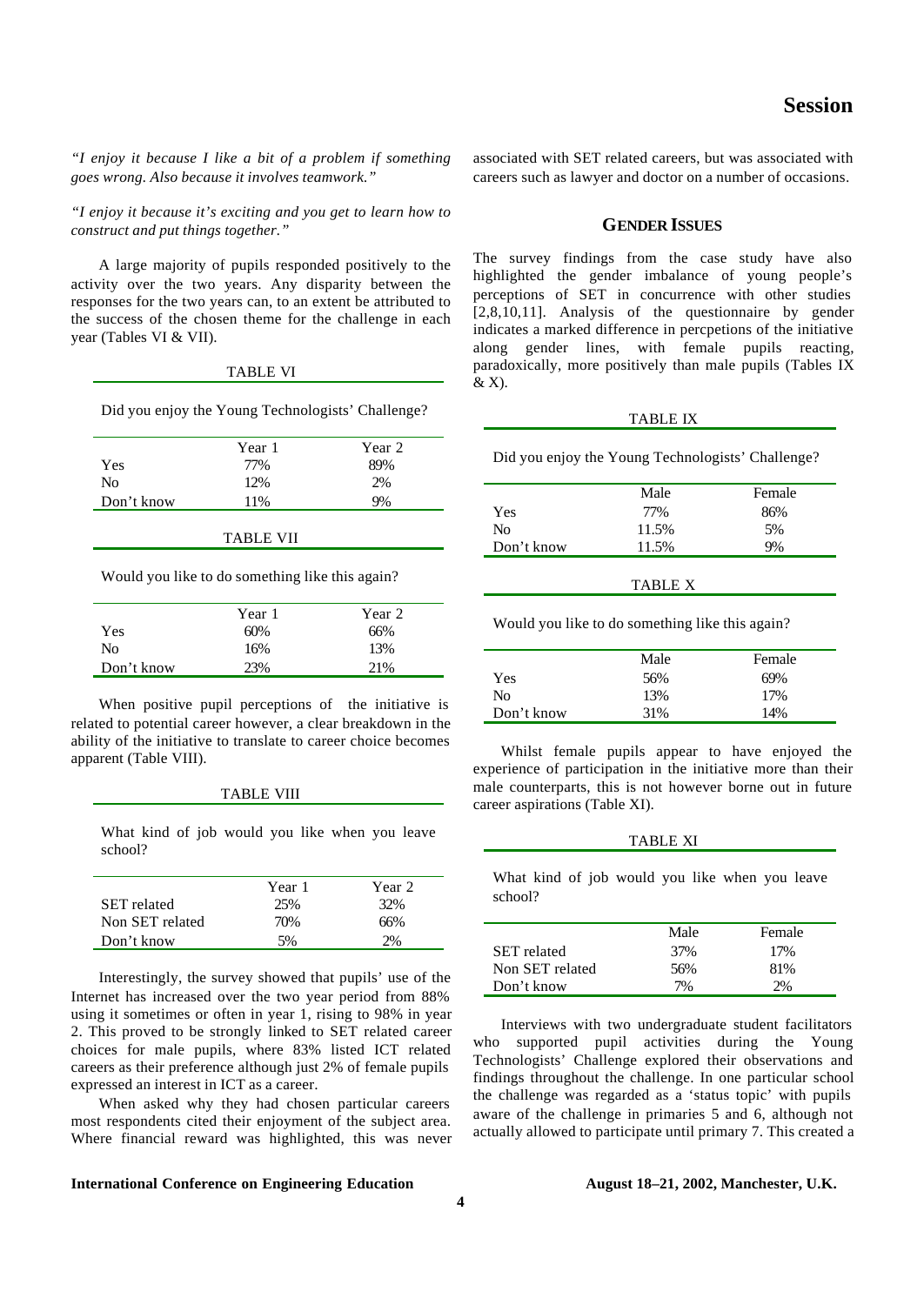*"I enjoy it because I like a bit of a problem if something goes wrong. Also because it involves teamwork."*

*"I enjoy it because it's exciting and you get to learn how to construct and put things together."*

A large majority of pupils responded positively to the activity over the two years. Any disparity between the responses for the two years can, to an extent be attributed to the success of the chosen theme for the challenge in each year (Tables VI & VII).

TABLE VI

Did you enjoy the Young Technologists' Challenge?

| | Year 1 | Year 2 |
|---|---|---|
| Yes | 77% | 89% |
| No | 12% | 2% |
| Don't know | 11% | 9% |

TABLE VII

Would you like to do something like this again?

| | Year 1 | Year 2 |
|---|---|---|
| Yes | 60% | 66% |
| No | 16% | 13% |
| Don't know | 23% | 21% |

When positive pupil perceptions of the initiative is related to potential career however, a clear breakdown in the ability of the initiative to translate to career choice becomes apparent (Table VIII).

TABLE VIII

What kind of job would you like when you leave school?

| | Year 1 | Year 2 |
|---|---|---|
| SET related | 25% | 32% |
| Non SET related | 70% | 66% |
| Don't know | 5% | 2% |

Interestingly, the survey showed that pupils' use of the Internet has increased over the two year period from 88% using it sometimes or often in year 1, rising to 98% in year 2. This proved to be strongly linked to SET related career choices for male pupils, where 83% listed ICT related careers as their preference although just 2% of female pupils expressed an interest in ICT as a career.

When asked why they had chosen particular careers most respondents cited their enjoyment of the subject area. Where financial reward was highlighted, this was never associated with SET related careers, but was associated with careers such as lawyer and doctor on a number of occasions.

## Gender Issues

The survey findings from the case study have also highlighted the gender imbalance of young people's perceptions of SET in concurrence with other studies [2,8,10,11]. Analysis of the questionnaire by gender indicates a marked difference in percpetions of the initiative along gender lines, with female pupils reacting, paradoxically, more positively than male pupils (Tables IX & X).

TABLE IX

Did you enjoy the Young Technologists' Challenge?

| | Male | Female |
|---|---|---|
| Yes | 77% | 86% |
| No | 11.5% | 5% |
| Don't know | 11.5% | 9% |

TABLE X

Would you like to do something like this again?

| | Male | Female |
|---|---|---|
| Yes | 56% | 69% |
| No | 13% | 17% |
| Don't know | 31% | 14% |

Whilst female pupils appear to have enjoyed the experience of participation in the initiative more than their male counterparts, this is not however borne out in future career aspirations (Table XI).

TABLE XI

What kind of job would you like when you leave school?

| | Male | Female |
|---|---|---|
| SET related | 37% | 17% |
| Non SET related | 56% | 81% |
| Don't know | 7% | 2% |

Interviews with two undergraduate student facilitators who supported pupil activities during the Young Technologists' Challenge explored their observations and findings throughout the challenge. In one particular school the challenge was regarded as a 'status topic' with pupils aware of the challenge in primaries 5 and 6, although not actually allowed to participate until primary 7. This created a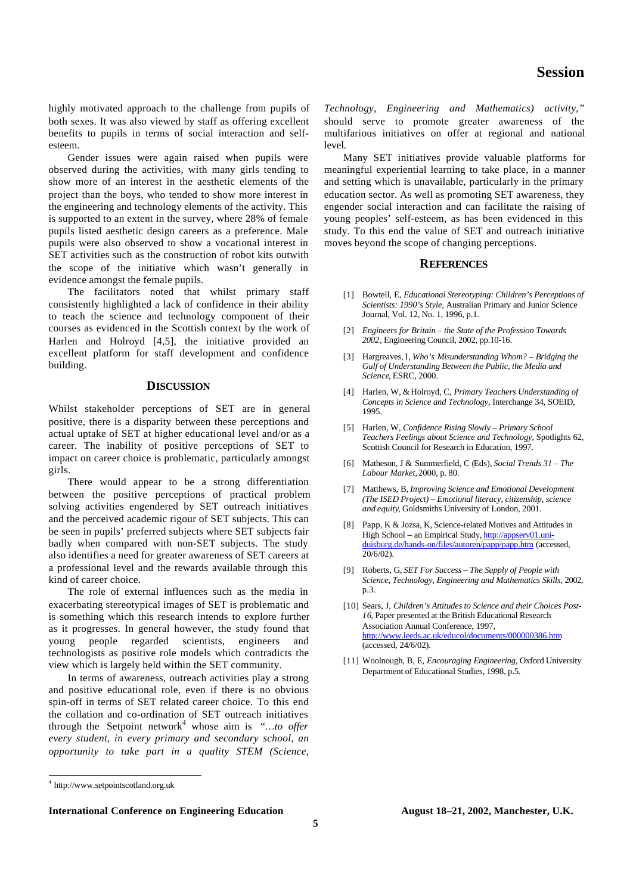highly motivated approach to the challenge from pupils of both sexes. It was also viewed by staff as offering excellent benefits to pupils in terms of social interaction and self-esteem.

Gender issues were again raised when pupils were observed during the activities, with many girls tending to show more of an interest in the aesthetic elements of the project than the boys, who tended to show more interest in the engineering and technology elements of the activity. This is supported to an extent in the survey, where 28% of female pupils listed aesthetic design careers as a preference. Male pupils were also observed to show a vocational interest in SET activities such as the construction of robot kits outwith the scope of the initiative which wasn't generally in evidence amongst the female pupils.

The facilitators noted that whilst primary staff consistently highlighted a lack of confidence in their ability to teach the science and technology component of their courses as evidenced in the Scottish context by the work of Harlen and Holroyd [4,5], the initiative provided an excellent platform for staff development and confidence building.

## DISCUSSION

Whilst stakeholder perceptions of SET are in general positive, there is a disparity between these perceptions and actual uptake of SET at higher educational level and/or as a career. The inability of positive perceptions of SET to impact on career choice is problematic, particularly amongst girls.

There would appear to be a strong differentiation between the positive perceptions of practical problem solving activities engendered by SET outreach initiatives and the perceived academic rigour of SET subjects. This can be seen in pupils' preferred subjects where SET subjects fair badly when compared with non-SET subjects. The study also identifies a need for greater awareness of SET careers at a professional level and the rewards available through this kind of career choice.

The role of external influences such as the media in exacerbating stereotypical images of SET is problematic and is something which this research intends to explore further as it progresses. In general however, the study found that young people regarded scientists, engineers and technologists as positive role models which contradicts the view which is largely held within the SET community.

In terms of awareness, outreach activities play a strong and positive educational role, even if there is no obvious spin-off in terms of SET related career choice. To this end the collation and co-ordination of SET outreach initiatives through the Setpoint network[4] whose aim is *"…to offer every student, in every primary and secondary school, an opportunity to take part in a quality STEM (Science, Technology, Engineering and Mathematics) activity,"* should serve to promote greater awareness of the multifarious initiatives on offer at regional and national level.

Many SET initiatives provide valuable platforms for meaningful experiential learning to take place, in a manner and setting which is unavailable, particularly in the primary education sector. As well as promoting SET awareness, they engender social interaction and can facilitate the raising of young peoples' self-esteem, as has been evidenced in this study. To this end the value of SET and outreach initiative moves beyond the scope of changing perceptions.

## REFERENCES

[1] Bowtell, E, *Educational Stereotyping: Children's Perceptions of Scientists: 1990's Style*, Australian Primary and Junior Science Journal, Vol. 12, No. 1, 1996, p.1.

[2] *Engineers for Britain – the State of the Profession Towards 2002*, Engineering Council, 2002, pp.10-16.

[3] Hargreaves, I, *Who's Misunderstanding Whom? – Bridging the Gulf of Understanding Between the Public, the Media and Science*, ESRC, 2000.

[4] Harlen, W, & Holroyd, C, *Primary Teachers Understanding of Concepts in Science and Technology*, Interchange 34, SOEID, 1995.

[5] Harlen, W, *Confidence Rising Slowly – Primary School Teachers Feelings about Science and Technology*, Spotlights 62, Scottish Council for Research in Education, 1997.

[6] Matheson, J & Summerfield, C (Eds), *Social Trends 31 – The Labour Market*, 2000, p. 80.

[7] Matthews, B, *Improving Science and Emotional Development (The ISED Project) – Emotional literacy, citizenship, science and equity*, Goldsmiths University of London, 2001.

[8] Papp, K & Jozsa, K, Science-related Motives and Attitudes in High School – an Empirical Study, http://appserv01.uni-duisburg.de/hands-on/files/autoren/papp/papp.htm (accessed, 20/6/02).

[9] Roberts, G, *SET For Success – The Supply of People with Science, Technology, Engineering and Mathematics Skills*, 2002, p.3.

[10] Sears, J, *Children's Attitudes to Science and their Choices Post-16*, Paper presented at the British Educational Research Association Annual Conference, 1997, http://www.leeds.ac.uk/educol/documents/000000386.htm (accessed, 24/6/02).

[11] Woolnough, B, E, *Encouraging Engineering*, Oxford University Department of Educational Studies, 1998, p.5.

---

[4] http://www.setpointscotland.org.uk